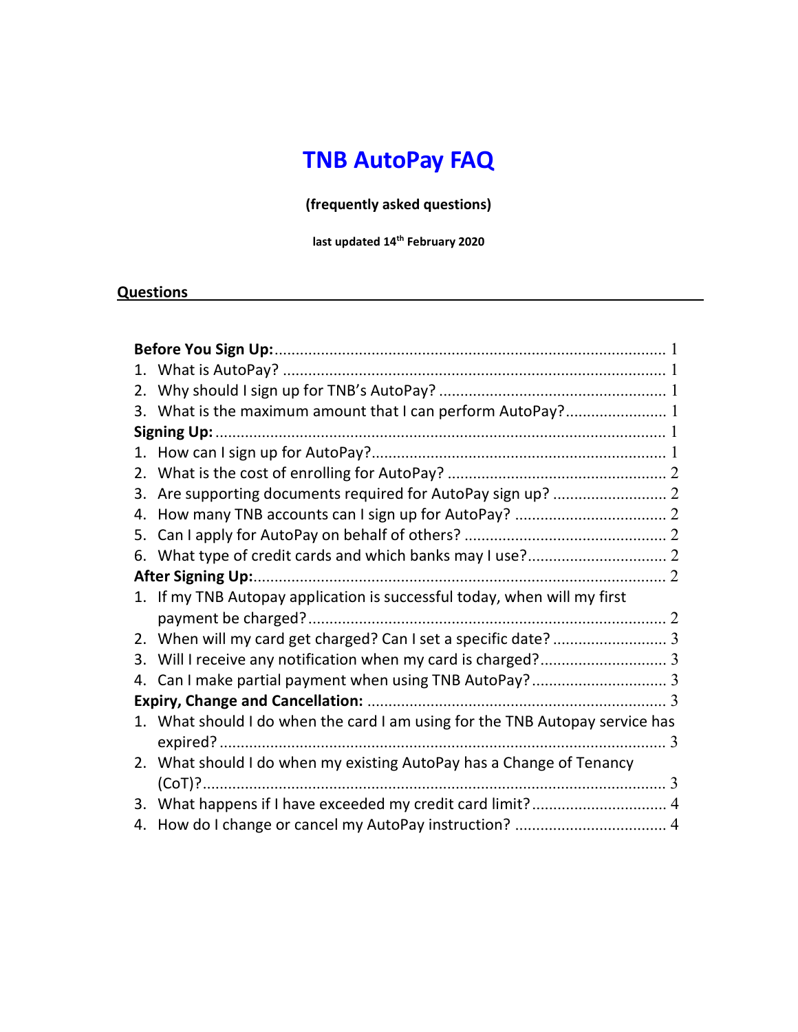# TNB AutoPay FAQ

**(frequently asked questions)**

**last updated 14th February 2020**

## Questions

**Before You Sign Up:** ........................................................................................ 1

1. What is AutoPay? ........................................................................................ 1
2. Why should I sign up for TNB's AutoPay? ..................................................... 1
3. What is the maximum amount that I can perform AutoPay?........................ 1

**Signing Up:** ...................................................................................................... 1

1. How can I sign up for AutoPay?.................................................................... 1
2. What is the cost of enrolling for AutoPay? ................................................... 2
3. Are supporting documents required for AutoPay sign up? .......................... 2
4. How many TNB accounts can I sign up for AutoPay? ................................... 2
5. Can I apply for AutoPay on behalf of others? ............................................... 2
6. What type of credit cards and which banks may I use?................................ 2

**After Signing Up:**............................................................................................. 2

1. If my TNB Autopay application is successful today, when will my first payment be charged?.................................................................................... 2
2. When will my card get charged? Can I set a specific date? .......................... 3
3. Will I receive any notification when my card is charged?............................. 3
4. Can I make partial payment when using TNB AutoPay?............................... 3

**Expiry, Change and Cancellation:** ..................................................................... 3

1. What should I do when the card I am using for the TNB Autopay service has expired? ........................................................................................................ 3
2. What should I do when my existing AutoPay has a Change of Tenancy (CoT)?............................................................................................................ 3
3. What happens if I have exceeded my credit card limit?............................... 4
4. How do I change or cancel my AutoPay instruction? ................................... 4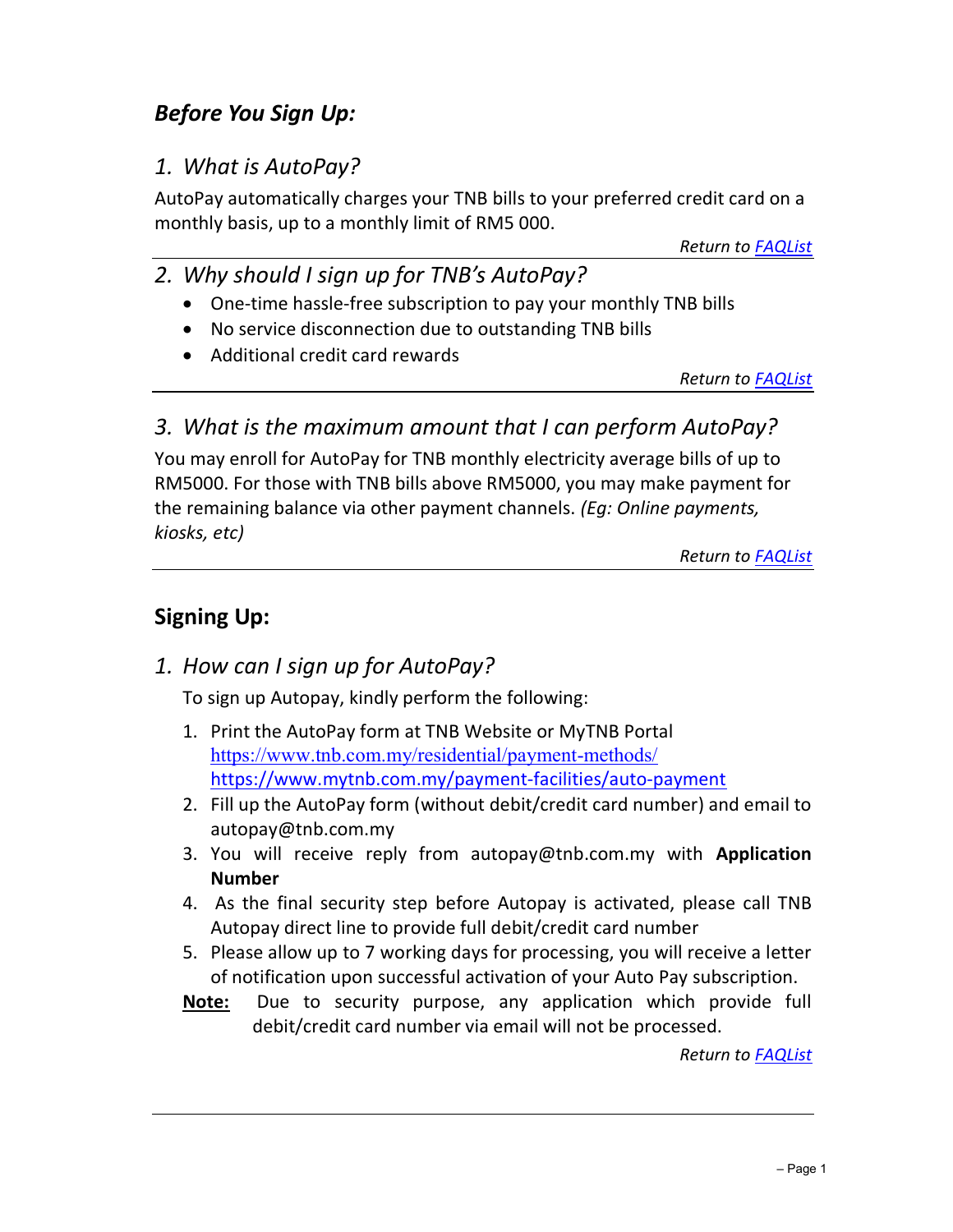## *Before You Sign Up:*

### *1. What is AutoPay?*

AutoPay automatically charges your TNB bills to your preferred credit card on a monthly basis, up to a monthly limit of RM5 000.

*Return to [FAQList]*

### *2. Why should I sign up for TNB's AutoPay?*

- One-time hassle-free subscription to pay your monthly TNB bills
- No service disconnection due to outstanding TNB bills
- Additional credit card rewards

*Return to [FAQList]*

### *3. What is the maximum amount that I can perform AutoPay?*

You may enroll for AutoPay for TNB monthly electricity average bills of up to RM5000. For those with TNB bills above RM5000, you may make payment for the remaining balance via other payment channels. *(Eg: Online payments, kiosks, etc)*

*Return to [FAQList]*

## Signing Up:

### *1. How can I sign up for AutoPay?*

To sign up Autopay, kindly perform the following:

1. Print the AutoPay form at TNB Website or MyTNB Portal
   https://www.tnb.com.my/residential/payment-methods/
   https://www.mytnb.com.my/payment-facilities/auto-payment
2. Fill up the AutoPay form (without debit/credit card number) and email to autopay@tnb.com.my
3. You will receive reply from autopay@tnb.com.my with **Application Number**
4. As the final security step before Autopay is activated, please call TNB Autopay direct line to provide full debit/credit card number
5. Please allow up to 7 working days for processing, you will receive a letter of notification upon successful activation of your Auto Pay subscription.

**Note:** Due to security purpose, any application which provide full debit/credit card number via email will not be processed.

*Return to [FAQList]*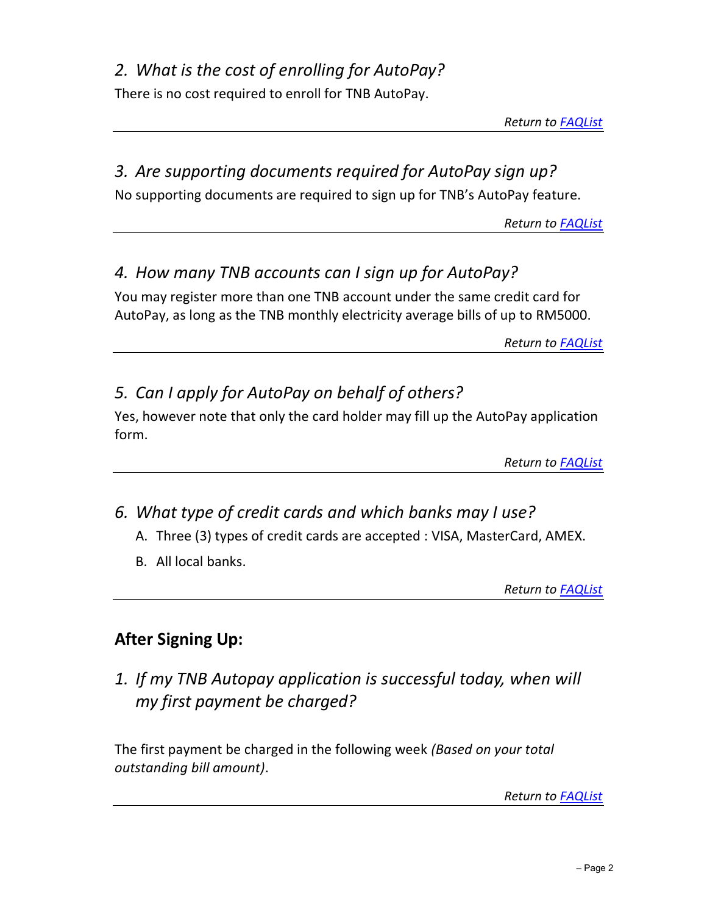### *2. What is the cost of enrolling for AutoPay?*

There is no cost required to enroll for TNB AutoPay.

*Return to [FAQList]*

---

### *3. Are supporting documents required for AutoPay sign up?*

No supporting documents are required to sign up for TNB's AutoPay feature.

*Return to [FAQList]*

---

### *4. How many TNB accounts can I sign up for AutoPay?*

You may register more than one TNB account under the same credit card for AutoPay, as long as the TNB monthly electricity average bills of up to RM5000.

*Return to [FAQList]*

---

### *5. Can I apply for AutoPay on behalf of others?*

Yes, however note that only the card holder may fill up the AutoPay application form.

*Return to [FAQList]*

---

### *6. What type of credit cards and which banks may I use?*

A. Three (3) types of credit cards are accepted : VISA, MasterCard, AMEX.

B. All local banks.

*Return to [FAQList]*

---

## **After Signing Up:**

### *1. If my TNB Autopay application is successful today, when will my first payment be charged?*

The first payment be charged in the following week *(Based on your total outstanding bill amount)*.

*Return to [FAQList]*

---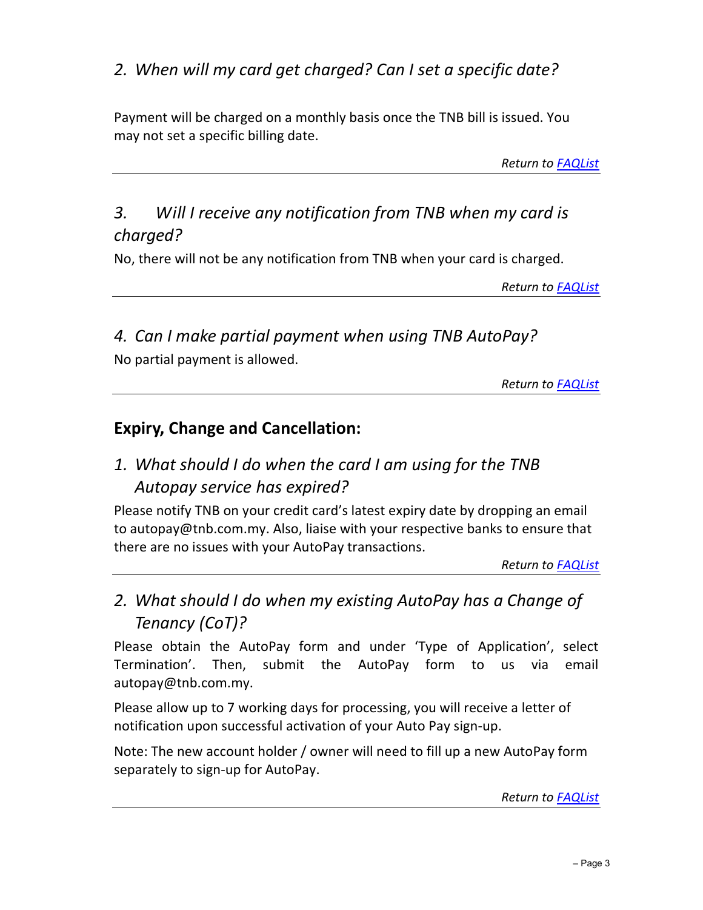### *2. When will my card get charged? Can I set a specific date?*

Payment will be charged on a monthly basis once the TNB bill is issued. You may not set a specific billing date.

*Return to [FAQList]()*

---

### *3. Will I receive any notification from TNB when my card is charged?*

No, there will not be any notification from TNB when your card is charged.

*Return to [FAQList]()*

---

### *4. Can I make partial payment when using TNB AutoPay?*

No partial payment is allowed.

*Return to [FAQList]()*

---

## **Expiry, Change and Cancellation:**

### *1. What should I do when the card I am using for the TNB Autopay service has expired?*

Please notify TNB on your credit card's latest expiry date by dropping an email to autopay@tnb.com.my. Also, liaise with your respective banks to ensure that there are no issues with your AutoPay transactions.

*Return to [FAQList]()*

---

### *2. What should I do when my existing AutoPay has a Change of Tenancy (CoT)?*

Please obtain the AutoPay form and under 'Type of Application', select Termination'. Then, submit the AutoPay form to us via email autopay@tnb.com.my.

Please allow up to 7 working days for processing, you will receive a letter of notification upon successful activation of your Auto Pay sign-up.

Note: The new account holder / owner will need to fill up a new AutoPay form separately to sign-up for AutoPay.

*Return to [FAQList]()*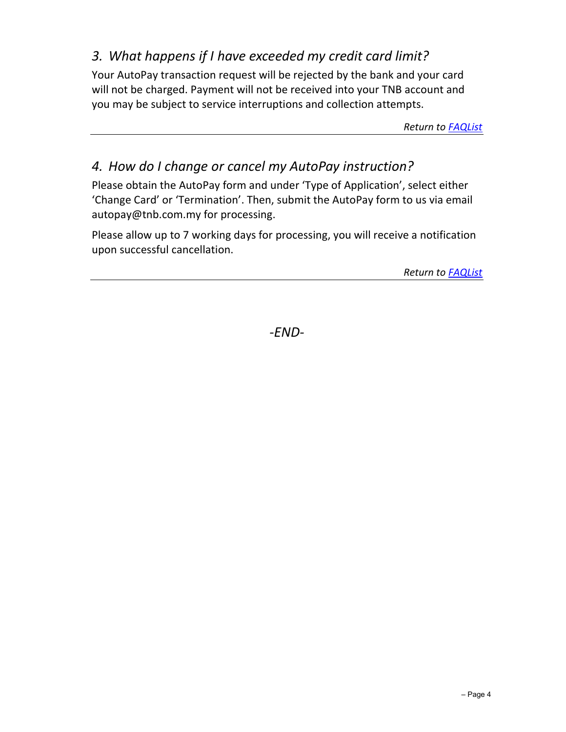### *3. What happens if I have exceeded my credit card limit?*

Your AutoPay transaction request will be rejected by the bank and your card will not be charged. Payment will not be received into your TNB account and you may be subject to service interruptions and collection attempts.

*Return to [FAQList]*

---

### *4. How do I change or cancel my AutoPay instruction?*

Please obtain the AutoPay form and under 'Type of Application', select either 'Change Card' or 'Termination'. Then, submit the AutoPay form to us via email autopay@tnb.com.my for processing.

Please allow up to 7 working days for processing, you will receive a notification upon successful cancellation.

*Return to [FAQList]*

---

*-END-*